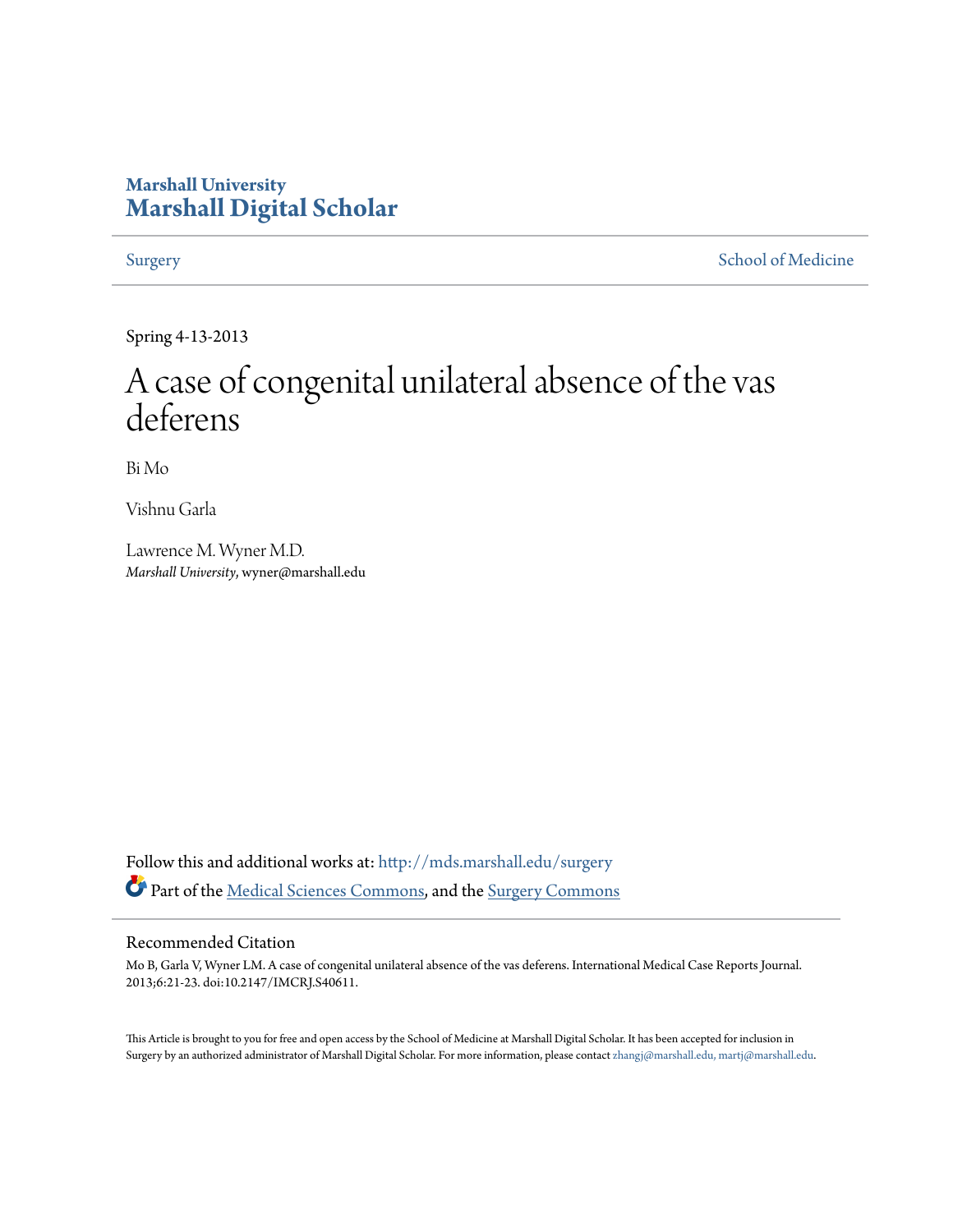**Marshall University**
**Marshall Digital Scholar**

Surgery | School of Medicine

Spring 4-13-2013

# A case of congenital unilateral absence of the vas deferens

Bi Mo

Vishnu Garla

Lawrence M. Wyner M.D.
*Marshall University*, wyner@marshall.edu

Follow this and additional works at: http://mds.marshall.edu/surgery

Part of the Medical Sciences Commons, and the Surgery Commons

## Recommended Citation

Mo B, Garla V, Wyner LM. A case of congenital unilateral absence of the vas deferens. International Medical Case Reports Journal. 2013;6:21-23. doi:10.2147/IMCRJ.S40611.

This Article is brought to you for free and open access by the School of Medicine at Marshall Digital Scholar. It has been accepted for inclusion in Surgery by an authorized administrator of Marshall Digital Scholar. For more information, please contact zhangj@marshall.edu, martj@marshall.edu.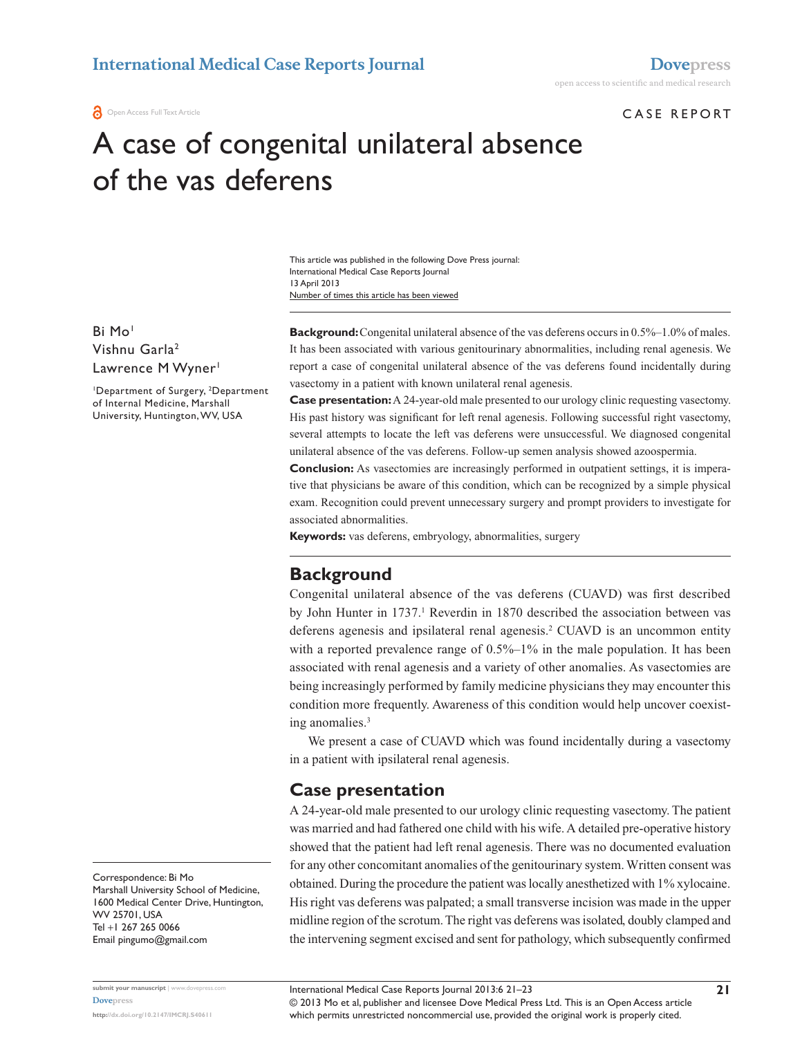# A case of congenital unilateral absence of the vas deferens

This article was published in the following Dove Press journal:
International Medical Case Reports Journal
13 April 2013
Number of times this article has been viewed

Bi Mo[1]
Vishnu Garla[2]
Lawrence M Wyner[1]

[1]Department of Surgery, [2]Department of Internal Medicine, Marshall University, Huntington, WV, USA

Correspondence: Bi Mo
Marshall University School of Medicine, 1600 Medical Center Drive, Huntington, WV 25701, USA
Tel +1 267 265 0066
Email pingumo@gmail.com

**Background:** Congenital unilateral absence of the vas deferens occurs in 0.5%–1.0% of males. It has been associated with various genitourinary abnormalities, including renal agenesis. We report a case of congenital unilateral absence of the vas deferens found incidentally during vasectomy in a patient with known unilateral renal agenesis.

**Case presentation:** A 24-year-old male presented to our urology clinic requesting vasectomy. His past history was significant for left renal agenesis. Following successful right vasectomy, several attempts to locate the left vas deferens were unsuccessful. We diagnosed congenital unilateral absence of the vas deferens. Follow-up semen analysis showed azoospermia.

**Conclusion:** As vasectomies are increasingly performed in outpatient settings, it is imperative that physicians be aware of this condition, which can be recognized by a simple physical exam. Recognition could prevent unnecessary surgery and prompt providers to investigate for associated abnormalities.

**Keywords:** vas deferens, embryology, abnormalities, surgery

## Background

Congenital unilateral absence of the vas deferens (CUAVD) was first described by John Hunter in 1737.[1] Reverdin in 1870 described the association between vas deferens agenesis and ipsilateral renal agenesis.[2] CUAVD is an uncommon entity with a reported prevalence range of 0.5%–1% in the male population. It has been associated with renal agenesis and a variety of other anomalies. As vasectomies are being increasingly performed by family medicine physicians they may encounter this condition more frequently. Awareness of this condition would help uncover coexisting anomalies.[3]

We present a case of CUAVD which was found incidentally during a vasectomy in a patient with ipsilateral renal agenesis.

## Case presentation

A 24-year-old male presented to our urology clinic requesting vasectomy. The patient was married and had fathered one child with his wife. A detailed pre-operative history showed that the patient had left renal agenesis. There was no documented evaluation for any other concomitant anomalies of the genitourinary system. Written consent was obtained. During the procedure the patient was locally anesthetized with 1% xylocaine. His right vas deferens was palpated; a small transverse incision was made in the upper midline region of the scrotum. The right vas deferens was isolated, doubly clamped and the intervening segment excised and sent for pathology, which subsequently confirmed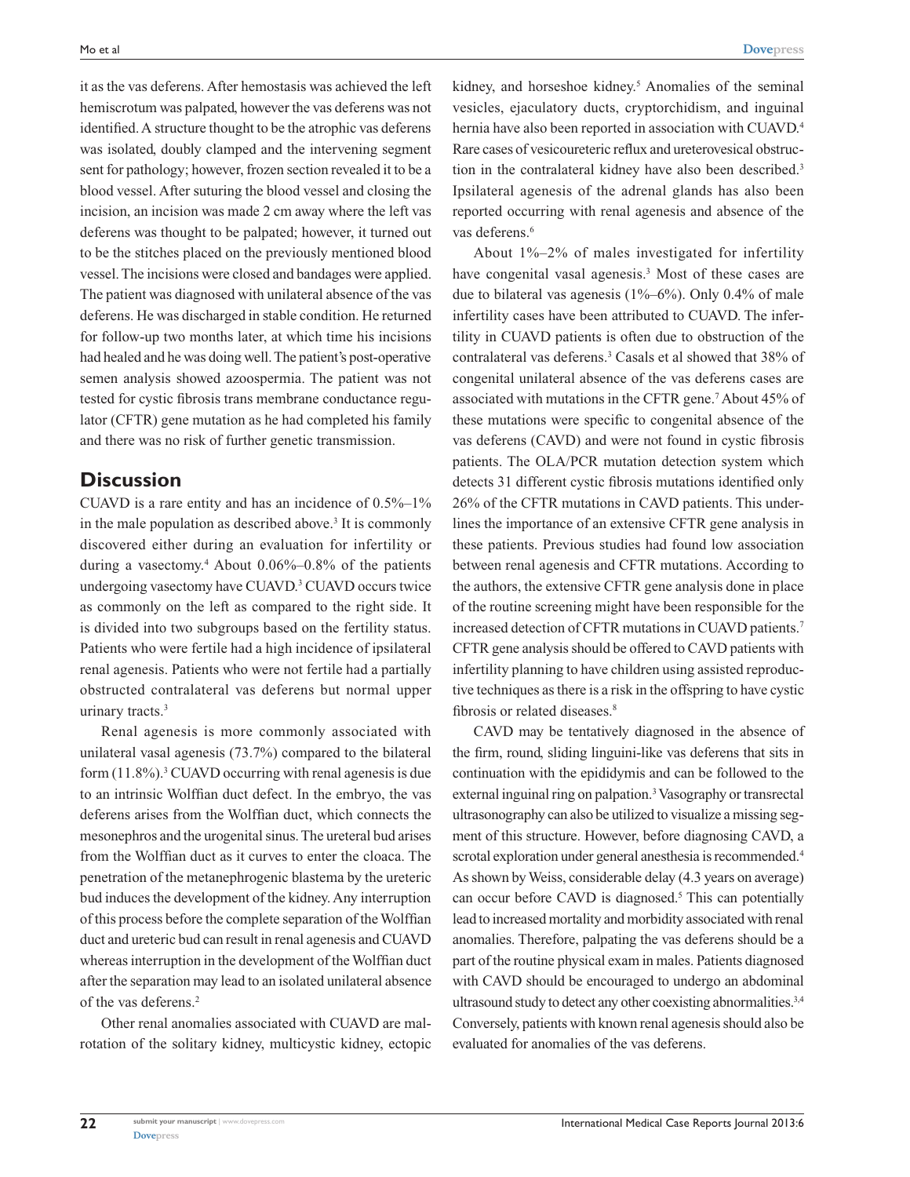it as the vas deferens. After hemostasis was achieved the left hemiscrotum was palpated, however the vas deferens was not identified. A structure thought to be the atrophic vas deferens was isolated, doubly clamped and the intervening segment sent for pathology; however, frozen section revealed it to be a blood vessel. After suturing the blood vessel and closing the incision, an incision was made 2 cm away where the left vas deferens was thought to be palpated; however, it turned out to be the stitches placed on the previously mentioned blood vessel. The incisions were closed and bandages were applied. The patient was diagnosed with unilateral absence of the vas deferens. He was discharged in stable condition. He returned for follow-up two months later, at which time his incisions had healed and he was doing well. The patient's post-operative semen analysis showed azoospermia. The patient was not tested for cystic fibrosis trans membrane conductance regulator (CFTR) gene mutation as he had completed his family and there was no risk of further genetic transmission.

## Discussion

CUAVD is a rare entity and has an incidence of 0.5%–1% in the male population as described above.[3] It is commonly discovered either during an evaluation for infertility or during a vasectomy.[4] About 0.06%–0.8% of the patients undergoing vasectomy have CUAVD.[3] CUAVD occurs twice as commonly on the left as compared to the right side. It is divided into two subgroups based on the fertility status. Patients who were fertile had a high incidence of ipsilateral renal agenesis. Patients who were not fertile had a partially obstructed contralateral vas deferens but normal upper urinary tracts.[3]

Renal agenesis is more commonly associated with unilateral vasal agenesis (73.7%) compared to the bilateral form (11.8%).[3] CUAVD occurring with renal agenesis is due to an intrinsic Wolffian duct defect. In the embryo, the vas deferens arises from the Wolffian duct, which connects the mesonephros and the urogenital sinus. The ureteral bud arises from the Wolffian duct as it curves to enter the cloaca. The penetration of the metanephrogenic blastema by the ureteric bud induces the development of the kidney. Any interruption of this process before the complete separation of the Wolffian duct and ureteric bud can result in renal agenesis and CUAVD whereas interruption in the development of the Wolffian duct after the separation may lead to an isolated unilateral absence of the vas deferens.[2]

Other renal anomalies associated with CUAVD are malrotation of the solitary kidney, multicystic kidney, ectopic kidney, and horseshoe kidney.[5] Anomalies of the seminal vesicles, ejaculatory ducts, cryptorchidism, and inguinal hernia have also been reported in association with CUAVD.[4] Rare cases of vesicoureteric reflux and ureterovesical obstruction in the contralateral kidney have also been described.[3] Ipsilateral agenesis of the adrenal glands has also been reported occurring with renal agenesis and absence of the vas deferens.[6]

About 1%–2% of males investigated for infertility have congenital vasal agenesis.[3] Most of these cases are due to bilateral vas agenesis (1%–6%). Only 0.4% of male infertility cases have been attributed to CUAVD. The infertility in CUAVD patients is often due to obstruction of the contralateral vas deferens.[3] Casals et al showed that 38% of congenital unilateral absence of the vas deferens cases are associated with mutations in the CFTR gene.[7] About 45% of these mutations were specific to congenital absence of the vas deferens (CAVD) and were not found in cystic fibrosis patients. The OLA/PCR mutation detection system which detects 31 different cystic fibrosis mutations identified only 26% of the CFTR mutations in CAVD patients. This underlines the importance of an extensive CFTR gene analysis in these patients. Previous studies had found low association between renal agenesis and CFTR mutations. According to the authors, the extensive CFTR gene analysis done in place of the routine screening might have been responsible for the increased detection of CFTR mutations in CUAVD patients.[7] CFTR gene analysis should be offered to CAVD patients with infertility planning to have children using assisted reproductive techniques as there is a risk in the offspring to have cystic fibrosis or related diseases.[8]

CAVD may be tentatively diagnosed in the absence of the firm, round, sliding linguini-like vas deferens that sits in continuation with the epididymis and can be followed to the external inguinal ring on palpation.[3] Vasography or transrectal ultrasonography can also be utilized to visualize a missing segment of this structure. However, before diagnosing CAVD, a scrotal exploration under general anesthesia is recommended.[4] As shown by Weiss, considerable delay (4.3 years on average) can occur before CAVD is diagnosed.[5] This can potentially lead to increased mortality and morbidity associated with renal anomalies. Therefore, palpating the vas deferens should be a part of the routine physical exam in males. Patients diagnosed with CAVD should be encouraged to undergo an abdominal ultrasound study to detect any other coexisting abnormalities.[3,4] Conversely, patients with known renal agenesis should also be evaluated for anomalies of the vas deferens.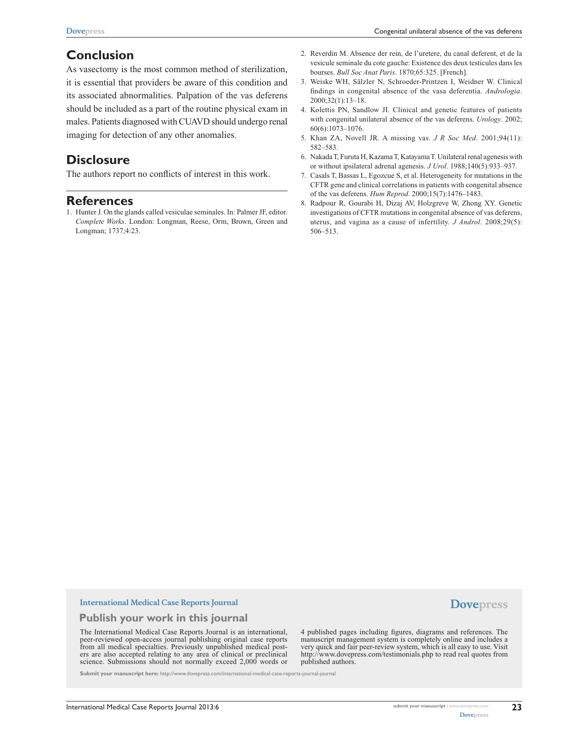## Conclusion

As vasectomy is the most common method of sterilization, it is essential that providers be aware of this condition and its associated abnormalities. Palpation of the vas deferens should be included as a part of the routine physical exam in males. Patients diagnosed with CUAVD should undergo renal imaging for detection of any other anomalies.

## Disclosure

The authors report no conflicts of interest in this work.

## References

1. Hunter J. On the glands called vesiculae seminales. In: Palmer JF, editor. *Complete Works*. London: Longman, Reese, Orm, Brown, Green and Longman; 1737;4:23.
2. Reverdin M. Absence der rein, de l'uretere, du canal deferent, et de la vesicule seminale du cote gauche: Existence des deux testicules dans les bourses. *Bull Soc Anat Paris*. 1870;65:325. [French].
3. Weiske WH, Sälzler N, Schroeder-Printzen I, Weidner W. Clinical findings in congenital absence of the vasa deferentia. *Andrologia*. 2000;32(1):13–18.
4. Kolettis PN, Sandlow JI. Clinical and genetic features of patients with congenital unilateral absence of the vas deferens. *Urology*. 2002;60(6):1073–1076.
5. Khan ZA, Novell JR. A missing vas. *J R Soc Med*. 2001;94(11):582–583.
6. Nakada T, Furuta H, Kazama T, Katayama T. Unilateral renal agenesis with or without ipsilateral adrenal agenesis. *J Urol*. 1988;140(5):933–937.
7. Casals T, Bassas L, Egozcue S, et al. Heterogeneity for mutations in the CFTR gene and clinical correlations in patients with congenital absence of the vas deferens. *Hum Reprod*. 2000;15(7):1476–1483.
8. Radpour R, Gourabi H, Dizaj AV, Holzgreve W, Zhong XY. Genetic investigations of CFTR mutations in congenital absence of vas deferens, uterus, and vagina as a cause of infertility. *J Androl*. 2008;29(5):506–513.

**International Medical Case Reports Journal**

**Publish your work in this journal**

The International Medical Case Reports Journal is an international, peer-reviewed open-access journal publishing original case reports from all medical specialties. Previously unpublished medical posters are also accepted relating to any area of clinical or preclinical science. Submissions should not normally exceed 2,000 words or 4 published pages including figures, diagrams and references. The manuscript management system is completely online and includes a very quick and fair peer-review system, which is all easy to use. Visit http://www.dovepress.com/testimonials.php to read real quotes from published authors.

**Submit your manuscript here:** http://www.dovepress.com/international-medical-case-reports-journal-journal